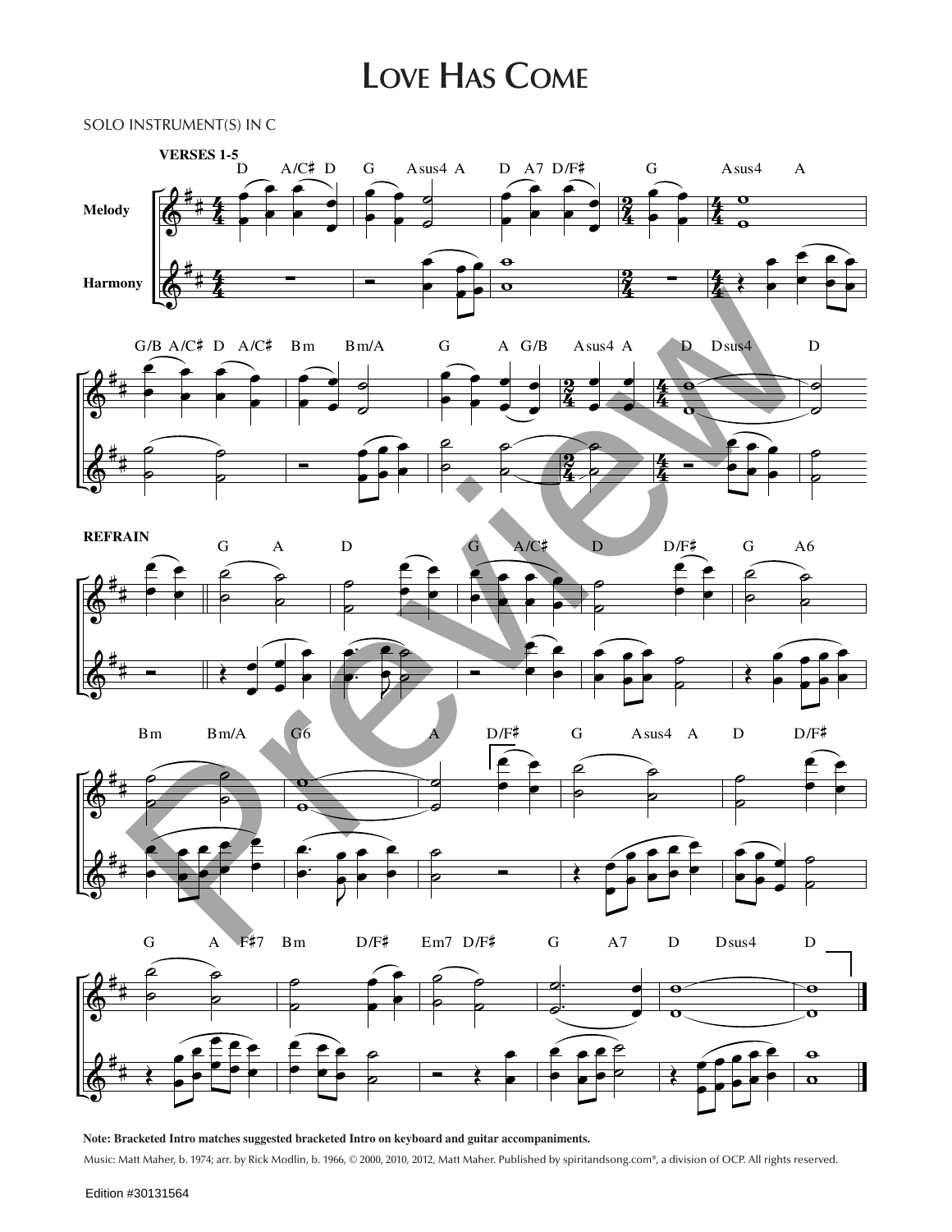# Love Has Come

SOLO INSTRUMENT(S) IN C

**VERSES 1-5**

**Melody**

**Harmony**

**REFRAIN**

**Note: Bracketed Intro matches suggested bracketed Intro on keyboard and guitar accompaniments.**

Music: Matt Maher, b. 1974; arr. by Rick Modlin, b. 1966, © 2000, 2010, 2012, Matt Maher. Published by spiritandsong.com®, a division of OCP. All rights reserved.

Edition #30131564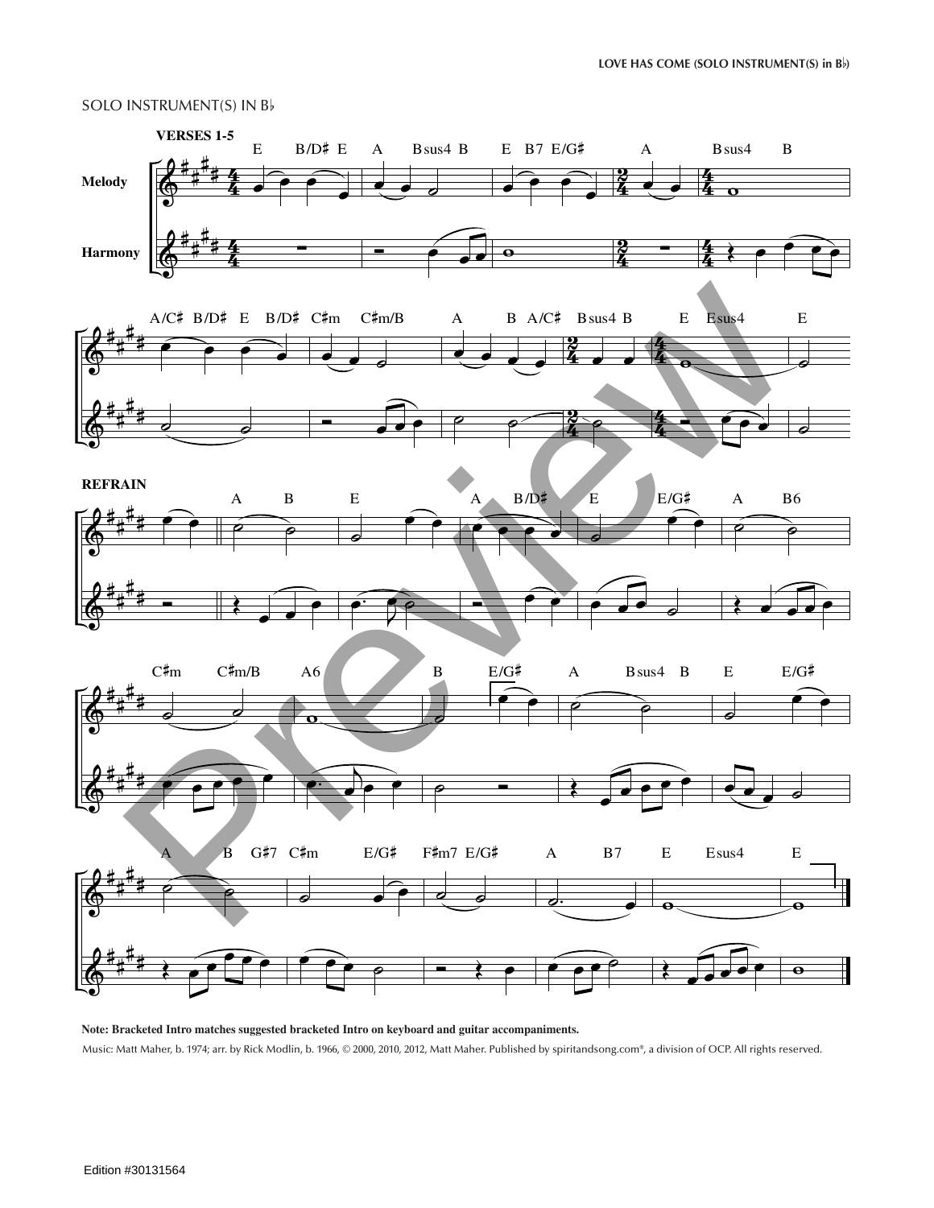SOLO INSTRUMENT(S) IN B♭

**VERSES 1-5**

Melody

Harmony

E B/D♯ E A Bsus4 B E B7 E/G♯ A Bsus4 B

A/C♯ B/D♯ E B/D♯ C♯m C♯m/B A B A/C♯ Bsus4 B E Esus4 E

**REFRAIN**

A B E A B/D♯ E E/G♯ A B6

C♯m C♯m/B A6 B E/G♯ A Bsus4 B E E/G♯

A B G♯7 C♯m E/G♯ F♯m7 E/G♯ A B7 E Esus4 E

**Note: Bracketed Intro matches suggested bracketed Intro on keyboard and guitar accompaniments.**

Music: Matt Maher, b. 1974; arr. by Rick Modlin, b. 1966, © 2000, 2010, 2012, Matt Maher. Published by spiritandsong.com®, a division of OCP. All rights reserved.

Edition #30131564